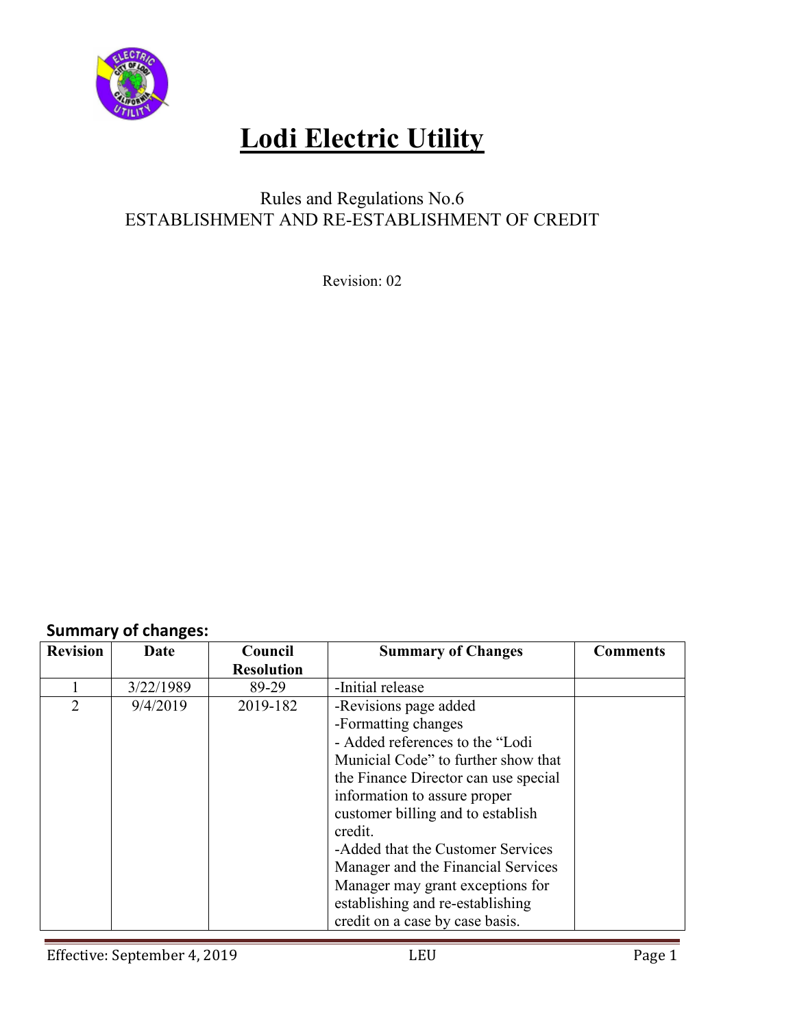# Lodi Electric Utility

Rules and Regulations No.6
ESTABLISHMENT AND RE-ESTABLISHMENT OF CREDIT

Revision: 02

**Summary of changes:**

| Revision | Date | Council Resolution | Summary of Changes | Comments |
|---|---|---|---|---|
| 1 | 3/22/1989 | 89-29 | -Initial release | |
| 2 | 9/4/2019 | 2019-182 | -Revisions page added<br>-Formatting changes<br>- Added references to the "Lodi Municial Code" to further show that the Finance Director can use special information to assure proper customer billing and to establish credit.<br>-Added that the Customer Services Manager and the Financial Services Manager may grant exceptions for establishing and re-establishing credit on a case by case basis. | |

Effective: September 4, 2019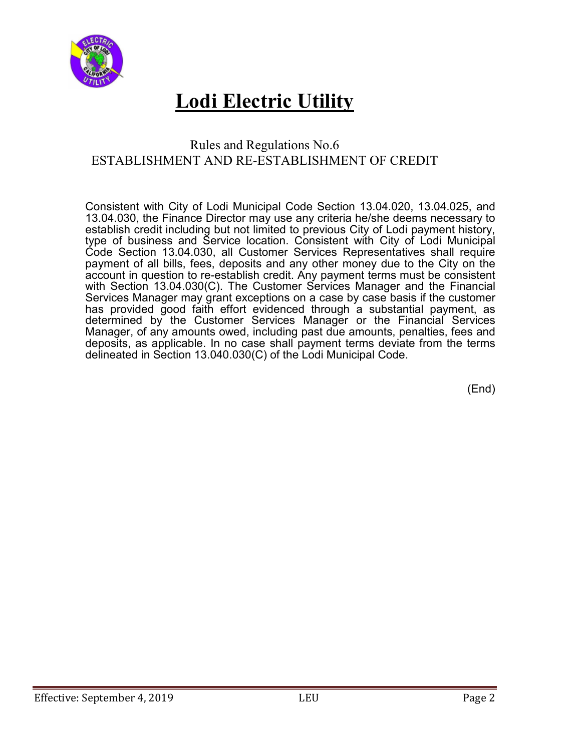# Lodi Electric Utility

Rules and Regulations No.6
ESTABLISHMENT AND RE-ESTABLISHMENT OF CREDIT

Consistent with City of Lodi Municipal Code Section 13.04.020, 13.04.025, and 13.04.030, the Finance Director may use any criteria he/she deems necessary to establish credit including but not limited to previous City of Lodi payment history, type of business and Service location. Consistent with City of Lodi Municipal Code Section 13.04.030, all Customer Services Representatives shall require payment of all bills, fees, deposits and any other money due to the City on the account in question to re-establish credit. Any payment terms must be consistent with Section 13.04.030(C). The Customer Services Manager and the Financial Services Manager may grant exceptions on a case by case basis if the customer has provided good faith effort evidenced through a substantial payment, as determined by the Customer Services Manager or the Financial Services Manager, of any amounts owed, including past due amounts, penalties, fees and deposits, as applicable. In no case shall payment terms deviate from the terms delineated in Section 13.040.030(C) of the Lodi Municipal Code.

(End)

Effective: September 4, 2019